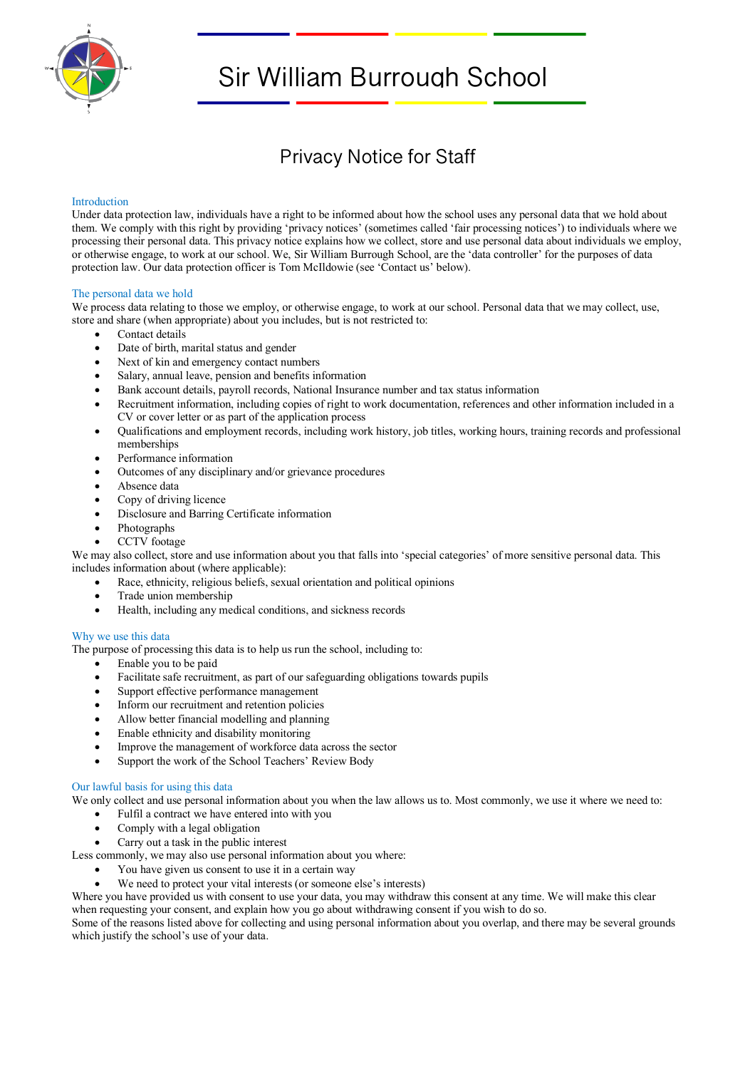# Sir William Burrough School

## Privacy Notice for Staff

### Introduction

Under data protection law, individuals have a right to be informed about how the school uses any personal data that we hold about them. We comply with this right by providing 'privacy notices' (sometimes called 'fair processing notices') to individuals where we processing their personal data. This privacy notice explains how we collect, store and use personal data about individuals we employ, or otherwise engage, to work at our school. We, Sir William Burrough School, are the 'data controller' for the purposes of data protection law. Our data protection officer is Tom McIldowie (see 'Contact us' below).

### The personal data we hold

We process data relating to those we employ, or otherwise engage, to work at our school. Personal data that we may collect, use, store and share (when appropriate) about you includes, but is not restricted to:

- Contact details
- Date of birth, marital status and gender
- Next of kin and emergency contact numbers
- Salary, annual leave, pension and benefits information
- Bank account details, payroll records, National Insurance number and tax status information
- Recruitment information, including copies of right to work documentation, references and other information included in a CV or cover letter or as part of the application process
- Qualifications and employment records, including work history, job titles, working hours, training records and professional memberships
- Performance information
- Outcomes of any disciplinary and/or grievance procedures
- Absence data
- Copy of driving licence
- Disclosure and Barring Certificate information
- Photographs
- CCTV footage

We may also collect, store and use information about you that falls into 'special categories' of more sensitive personal data. This includes information about (where applicable):

- Race, ethnicity, religious beliefs, sexual orientation and political opinions
- Trade union membership
- Health, including any medical conditions, and sickness records

### Why we use this data

The purpose of processing this data is to help us run the school, including to:

- Enable you to be paid
- Facilitate safe recruitment, as part of our safeguarding obligations towards pupils
- Support effective performance management
- Inform our recruitment and retention policies
- Allow better financial modelling and planning
- Enable ethnicity and disability monitoring
- Improve the management of workforce data across the sector
- Support the work of the School Teachers' Review Body

### Our lawful basis for using this data

We only collect and use personal information about you when the law allows us to. Most commonly, we use it where we need to:

- Fulfil a contract we have entered into with you
- Comply with a legal obligation
- Carry out a task in the public interest

Less commonly, we may also use personal information about you where:

- You have given us consent to use it in a certain way
- We need to protect your vital interests (or someone else's interests)

Where you have provided us with consent to use your data, you may withdraw this consent at any time. We will make this clear when requesting your consent, and explain how you go about withdrawing consent if you wish to do so.

Some of the reasons listed above for collecting and using personal information about you overlap, and there may be several grounds which justify the school's use of your data.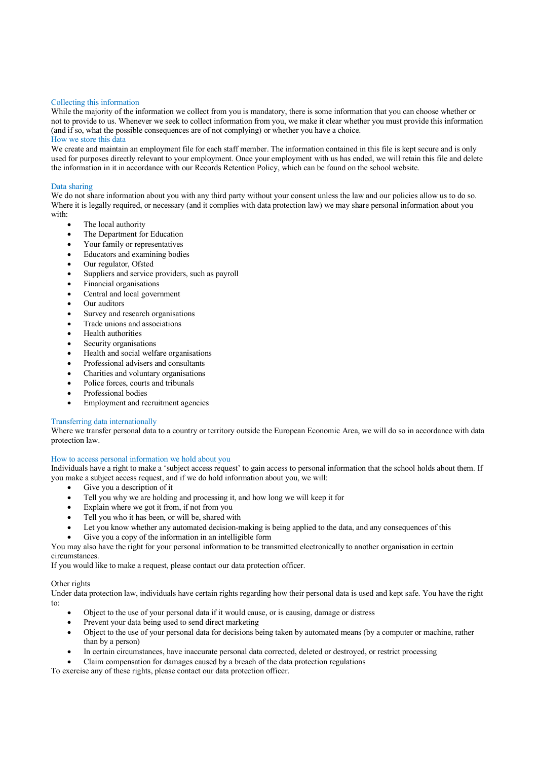## Collecting this information

While the majority of the information we collect from you is mandatory, there is some information that you can choose whether or not to provide to us. Whenever we seek to collect information from you, we make it clear whether you must provide this information (and if so, what the possible consequences are of not complying) or whether you have a choice.

## How we store this data

We create and maintain an employment file for each staff member. The information contained in this file is kept secure and is only used for purposes directly relevant to your employment. Once your employment with us has ended, we will retain this file and delete the information in it in accordance with our Records Retention Policy, which can be found on the school website.

## Data sharing

We do not share information about you with any third party without your consent unless the law and our policies allow us to do so. Where it is legally required, or necessary (and it complies with data protection law) we may share personal information about you with:

- The local authority
- The Department for Education
- Your family or representatives
- Educators and examining bodies
- Our regulator, Ofsted
- Suppliers and service providers, such as payroll
- Financial organisations
- Central and local government
- Our auditors
- Survey and research organisations
- Trade unions and associations
- Health authorities
- Security organisations
- Health and social welfare organisations
- Professional advisers and consultants
- Charities and voluntary organisations
- Police forces, courts and tribunals
- Professional bodies
- Employment and recruitment agencies

## Transferring data internationally

Where we transfer personal data to a country or territory outside the European Economic Area, we will do so in accordance with data protection law.

## How to access personal information we hold about you

Individuals have a right to make a 'subject access request' to gain access to personal information that the school holds about them. If you make a subject access request, and if we do hold information about you, we will:

- Give you a description of it
- Tell you why we are holding and processing it, and how long we will keep it for
- Explain where we got it from, if not from you
- Tell you who it has been, or will be, shared with
- Let you know whether any automated decision-making is being applied to the data, and any consequences of this
- Give you a copy of the information in an intelligible form

You may also have the right for your personal information to be transmitted electronically to another organisation in certain circumstances.

If you would like to make a request, please contact our data protection officer.

Other rights

Under data protection law, individuals have certain rights regarding how their personal data is used and kept safe. You have the right to:

- Object to the use of your personal data if it would cause, or is causing, damage or distress
- Prevent your data being used to send direct marketing
- Object to the use of your personal data for decisions being taken by automated means (by a computer or machine, rather than by a person)
- In certain circumstances, have inaccurate personal data corrected, deleted or destroyed, or restrict processing
- Claim compensation for damages caused by a breach of the data protection regulations

To exercise any of these rights, please contact our data protection officer.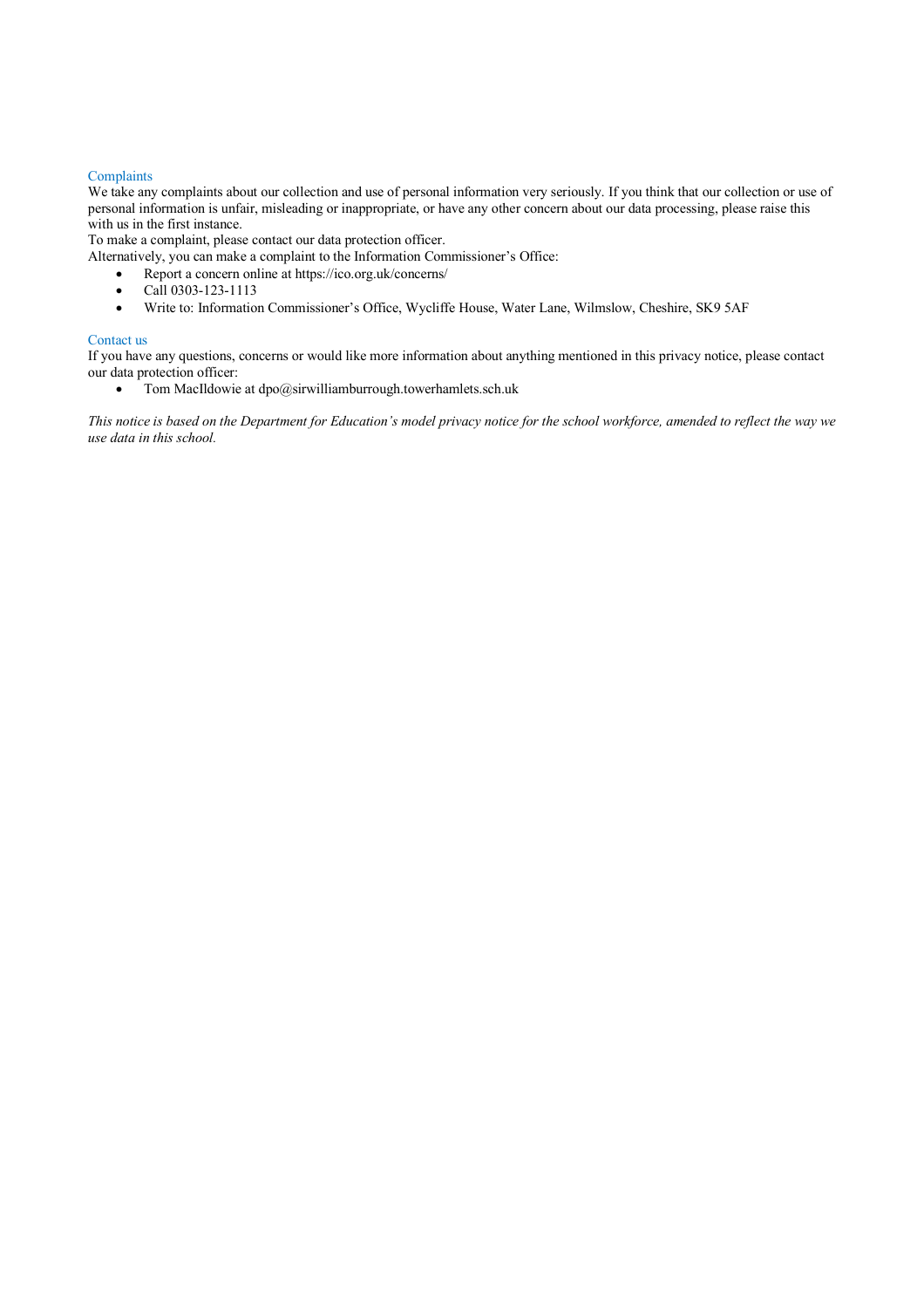## Complaints

We take any complaints about our collection and use of personal information very seriously. If you think that our collection or use of personal information is unfair, misleading or inappropriate, or have any other concern about our data processing, please raise this with us in the first instance.

To make a complaint, please contact our data protection officer.

Alternatively, you can make a complaint to the Information Commissioner's Office:

- Report a concern online at https://ico.org.uk/concerns/
- Call 0303-123-1113
- Write to: Information Commissioner's Office, Wycliffe House, Water Lane, Wilmslow, Cheshire, SK9 5AF

## Contact us

If you have any questions, concerns or would like more information about anything mentioned in this privacy notice, please contact our data protection officer:

- Tom MacIldowie at dpo@sirwilliamburrough.towerhamlets.sch.uk

*This notice is based on the Department for Education's model privacy notice for the school workforce, amended to reflect the way we use data in this school.*